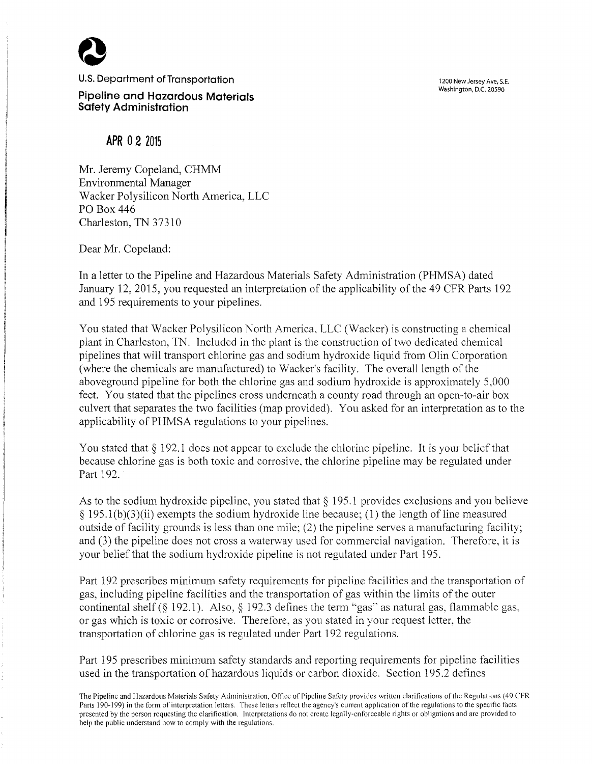U.S. Department of Transportation

**Pipeline and Hazardous Materials Safety Administration**

1200 New Jersey Ave, S.E.
Washington, D.C. 20590

**APR 02 2015**

Mr. Jeremy Copeland, CHMM
Environmental Manager
Wacker Polysilicon North America, LLC
PO Box 446
Charleston, TN 37310

Dear Mr. Copeland:

In a letter to the Pipeline and Hazardous Materials Safety Administration (PHMSA) dated January 12, 2015, you requested an interpretation of the applicability of the 49 CFR Parts 192 and 195 requirements to your pipelines.

You stated that Wacker Polysilicon North America, LLC (Wacker) is constructing a chemical plant in Charleston, TN. Included in the plant is the construction of two dedicated chemical pipelines that will transport chlorine gas and sodium hydroxide liquid from Olin Corporation (where the chemicals are manufactured) to Wacker's facility. The overall length of the aboveground pipeline for both the chlorine gas and sodium hydroxide is approximately 5,000 feet. You stated that the pipelines cross underneath a county road through an open-to-air box culvert that separates the two facilities (map provided). You asked for an interpretation as to the applicability of PHMSA regulations to your pipelines.

You stated that § 192.1 does not appear to exclude the chlorine pipeline. It is your belief that because chlorine gas is both toxic and corrosive, the chlorine pipeline may be regulated under Part 192.

As to the sodium hydroxide pipeline, you stated that § 195.1 provides exclusions and you believe § 195.1(b)(3)(ii) exempts the sodium hydroxide line because; (1) the length of line measured outside of facility grounds is less than one mile; (2) the pipeline serves a manufacturing facility; and (3) the pipeline does not cross a waterway used for commercial navigation. Therefore, it is your belief that the sodium hydroxide pipeline is not regulated under Part 195.

Part 192 prescribes minimum safety requirements for pipeline facilities and the transportation of gas, including pipeline facilities and the transportation of gas within the limits of the outer continental shelf (§ 192.1). Also, § 192.3 defines the term "gas" as natural gas, flammable gas, or gas which is toxic or corrosive. Therefore, as you stated in your request letter, the transportation of chlorine gas is regulated under Part 192 regulations.

Part 195 prescribes minimum safety standards and reporting requirements for pipeline facilities used in the transportation of hazardous liquids or carbon dioxide. Section 195.2 defines

The Pipeline and Hazardous Materials Safety Administration, Office of Pipeline Safety provides written clarifications of the Regulations (49 CFR Parts 190-199) in the form of interpretation letters. These letters reflect the agency's current application of the regulations to the specific facts presented by the person requesting the clarification. Interpretations do not create legally-enforceable rights or obligations and are provided to help the public understand how to comply with the regulations.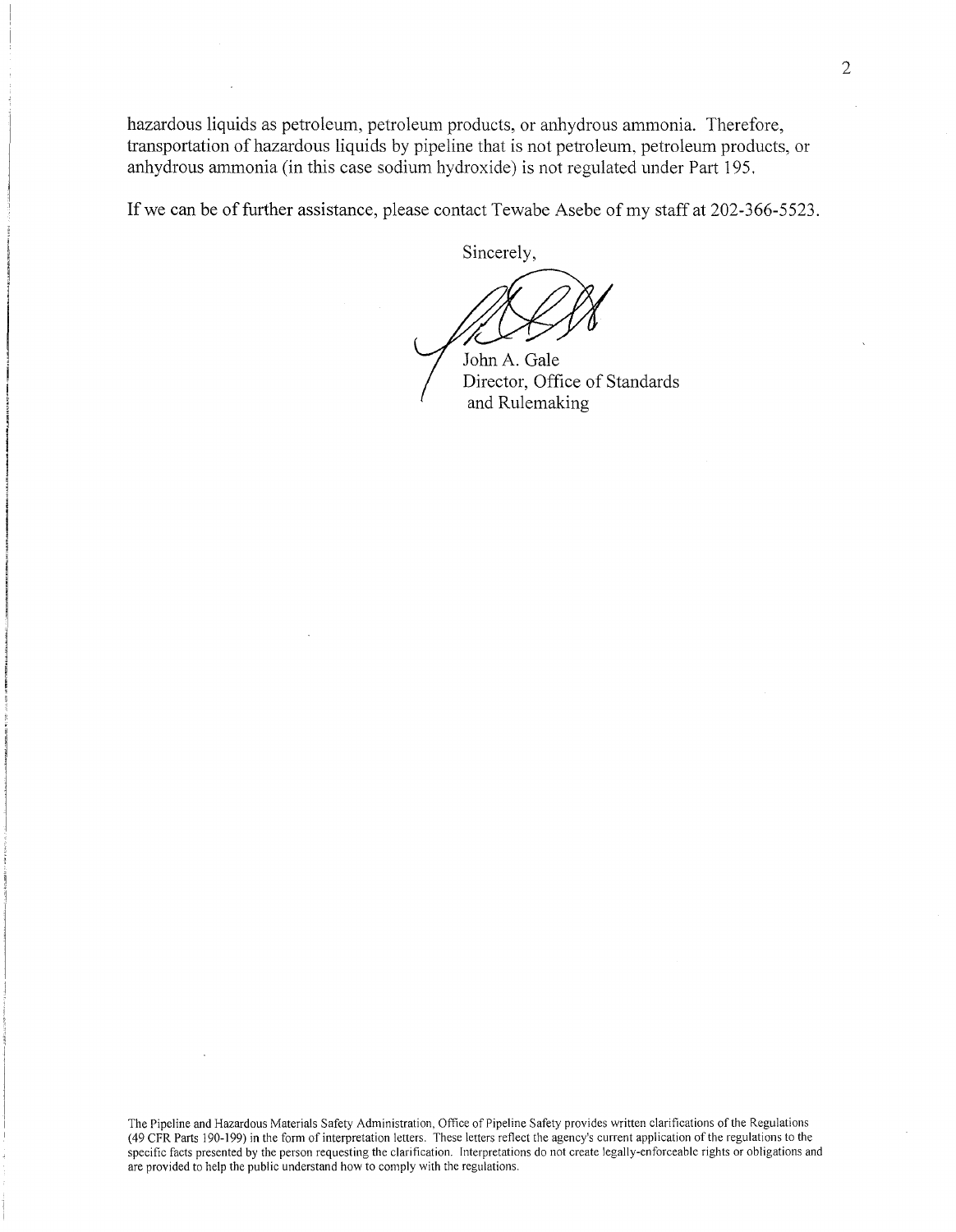hazardous liquids as petroleum, petroleum products, or anhydrous ammonia. Therefore, transportation of hazardous liquids by pipeline that is not petroleum, petroleum products, or anhydrous ammonia (in this case sodium hydroxide) is not regulated under Part 195.

If we can be of further assistance, please contact Tewabe Asebe of my staff at 202-366-5523.

Sincerely,

John A. Gale
Director, Office of Standards and Rulemaking

The Pipeline and Hazardous Materials Safety Administration, Office of Pipeline Safety provides written clarifications of the Regulations (49 CFR Parts 190-199) in the form of interpretation letters. These letters reflect the agency's current application of the regulations to the specific facts presented by the person requesting the clarification. Interpretations do not create legally-enforceable rights or obligations and are provided to help the public understand how to comply with the regulations.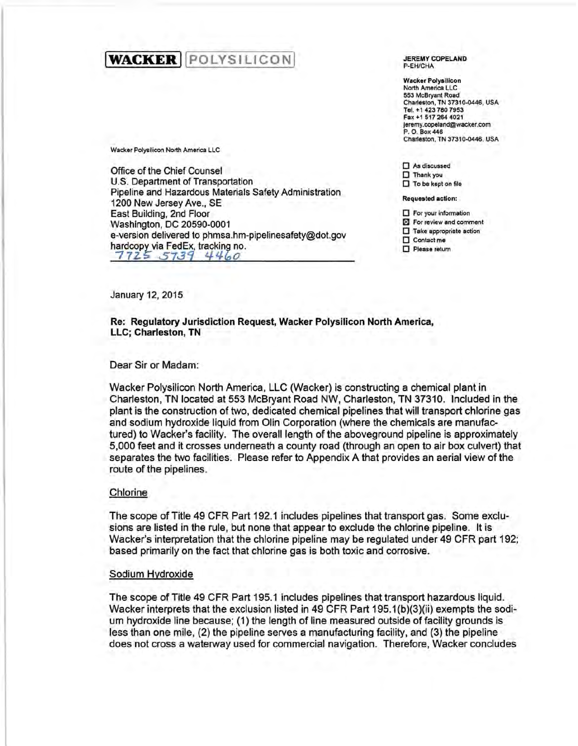**WACKER** POLYSILICON

**JEREMY COPELAND**
P-EH/CHA

**Wacker Polysilicon**
North America LLC
553 McBryant Road
Charleston, TN 37310-0446, USA
Tel. +1 423 780 7953
Fax +1 517 264 4021
jeremy.copeland@wacker.com
P. O. Box 446
Charleston, TN 37310-0446, USA

- [ ] As discussed
- [ ] Thank you
- [ ] To be kept on file

**Requested action:**

- [ ] For your information
- [x] For review and comment
- [ ] Take appropriate action
- [ ] Contact me
- [ ] Please return

Wacker Polysilicon North America LLC

Office of the Chief Counsel
U.S. Department of Transportation
Pipeline and Hazardous Materials Safety Administration
1200 New Jersey Ave., SE
East Building, 2nd Floor
Washington, DC 20590-0001
e-version delivered to phmsa.hm-pipelinesafety@dot.gov
hardcopy via FedEx, tracking no.
7725 5739 4460

January 12, 2015

**Re: Regulatory Jurisdiction Request, Wacker Polysilicon North America, LLC; Charleston, TN**

Dear Sir or Madam:

Wacker Polysilicon North America, LLC (Wacker) is constructing a chemical plant in Charleston, TN located at 553 McBryant Road NW, Charleston, TN 37310. Included in the plant is the construction of two, dedicated chemical pipelines that will transport chlorine gas and sodium hydroxide liquid from Olin Corporation (where the chemicals are manufactured) to Wacker's facility. The overall length of the aboveground pipeline is approximately 5,000 feet and it crosses underneath a county road (through an open to air box culvert) that separates the two facilities. Please refer to Appendix A that provides an aerial view of the route of the pipelines.

Chlorine

The scope of Title 49 CFR Part 192.1 includes pipelines that transport gas. Some exclusions are listed in the rule, but none that appear to exclude the chlorine pipeline. It is Wacker's interpretation that the chlorine pipeline may be regulated under 49 CFR part 192; based primarily on the fact that chlorine gas is both toxic and corrosive.

Sodium Hydroxide

The scope of Title 49 CFR Part 195.1 includes pipelines that transport hazardous liquid. Wacker interprets that the exclusion listed in 49 CFR Part 195.1(b)(3)(ii) exempts the sodium hydroxide line because; (1) the length of line measured outside of facility grounds is less than one mile, (2) the pipeline serves a manufacturing facility, and (3) the pipeline does not cross a waterway used for commercial navigation. Therefore, Wacker concludes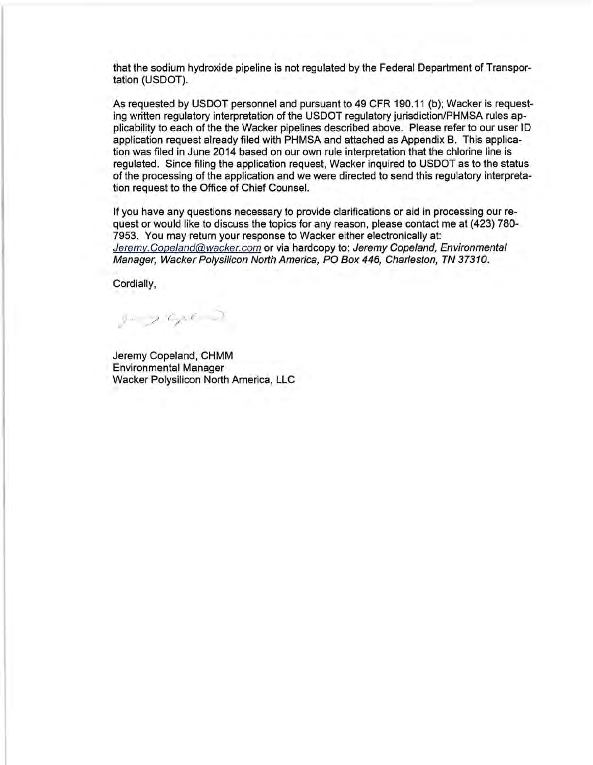that the sodium hydroxide pipeline is not regulated by the Federal Department of Transportation (USDOT).

As requested by USDOT personnel and pursuant to 49 CFR 190.11 (b); Wacker is requesting written regulatory interpretation of the USDOT regulatory jurisdiction/PHMSA rules applicability to each of the the Wacker pipelines described above. Please refer to our user ID application request already filed with PHMSA and attached as Appendix B. This application was filed in June 2014 based on our own rule interpretation that the chlorine line is regulated. Since filing the application request, Wacker inquired to USDOT as to the status of the processing of the application and we were directed to send this regulatory interpretation request to the Office of Chief Counsel.

If you have any questions necessary to provide clarifications or aid in processing our request or would like to discuss the topics for any reason, please contact me at (423) 780-7953. You may return your response to Wacker either electronically at: Jeremy.Copeland@wacker.com or via hardcopy to: *Jeremy Copeland, Environmental Manager, Wacker Polysilicon North America, PO Box 446, Charleston, TN 37310.*

Cordially,

Jeremy Copeland, CHMM
Environmental Manager
Wacker Polysilicon North America, LLC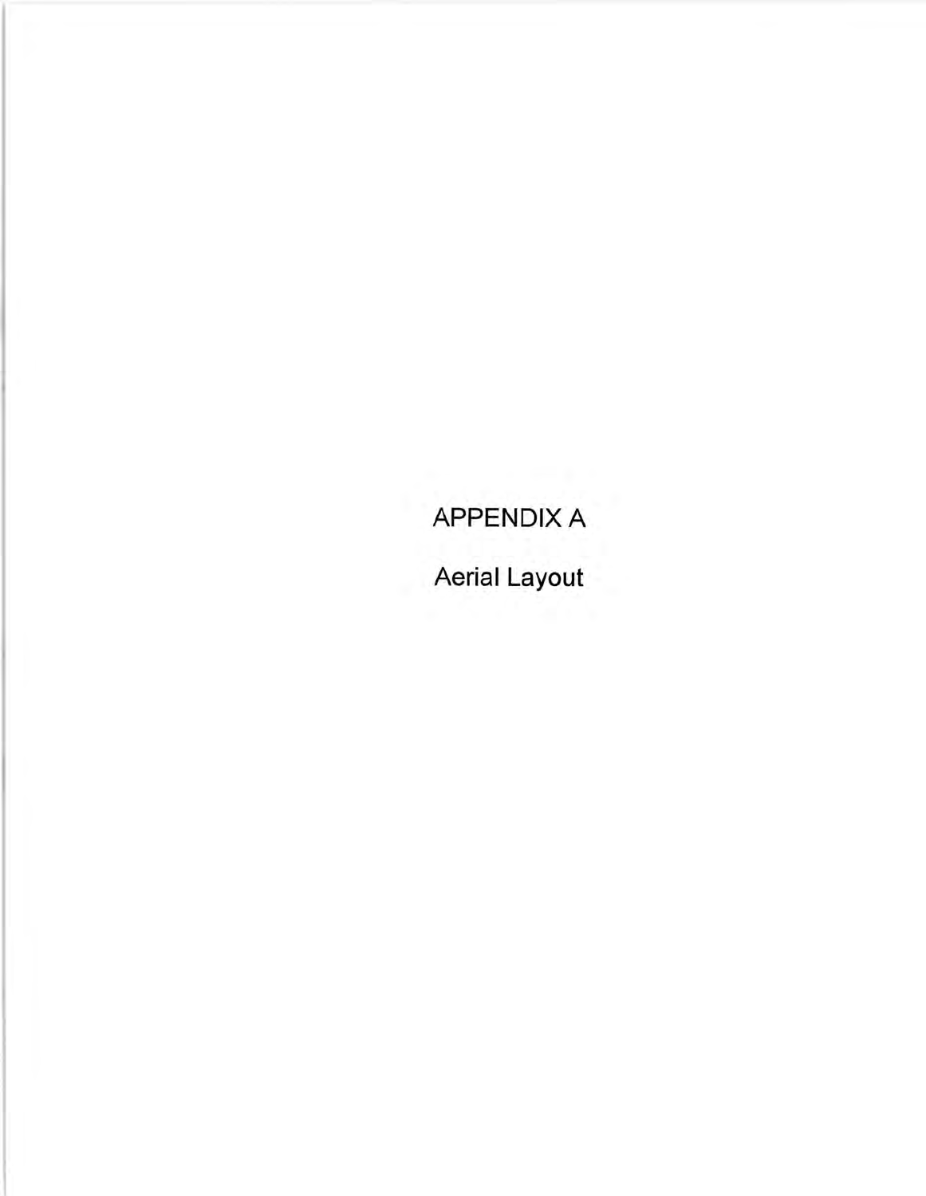# APPENDIX A

## Aerial Layout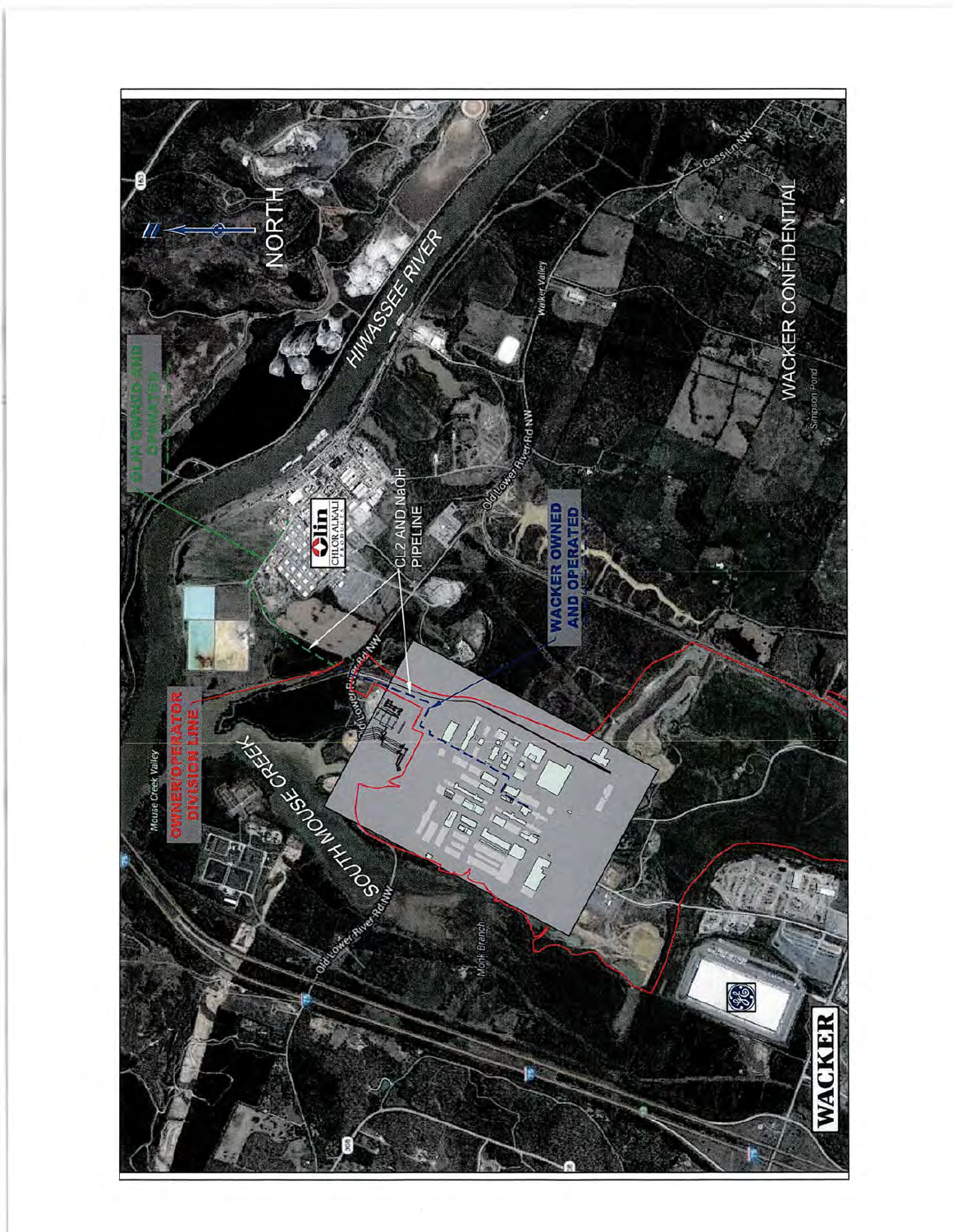NORTH

HIWASSEE RIVER

OLIN OWNED AND OPERATED

Olin CHLOR ALKALI

$CL_2$ AND NaOH PIPELINE

WACKER OWNED AND OPERATED

OWNER/OPERATOR DIVISION LINE

SOUTH MOUSE CREEK

Mouse Creek Valley

Old Lower River Rd NW

Walker Valley

Simpson Pond

Cassius NW

Mohr Branch

WACKER CONFIDENTIAL

WACKER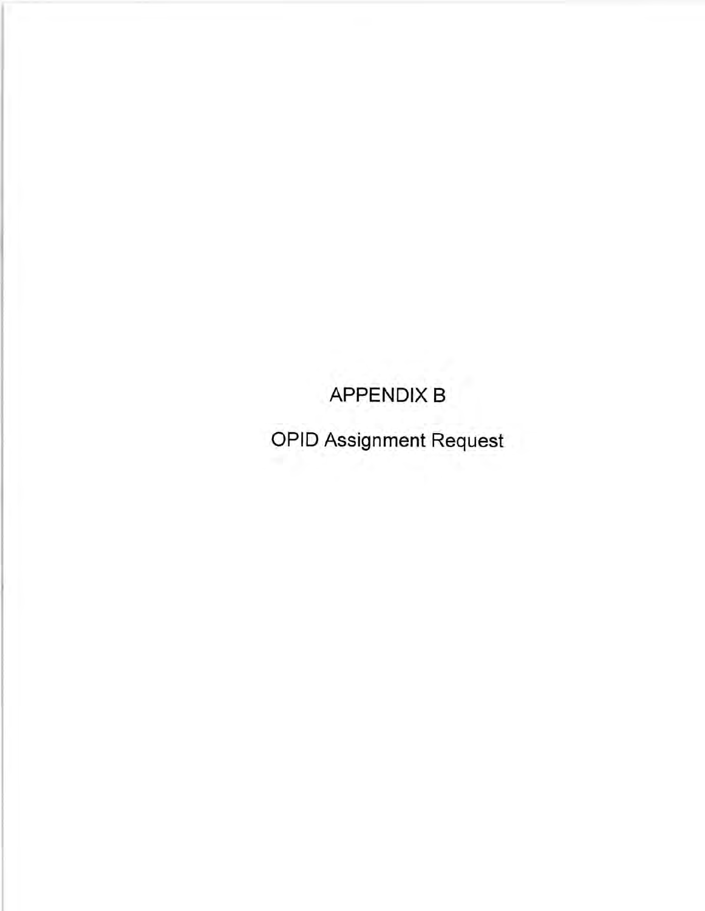# APPENDIX B

## OPID Assignment Request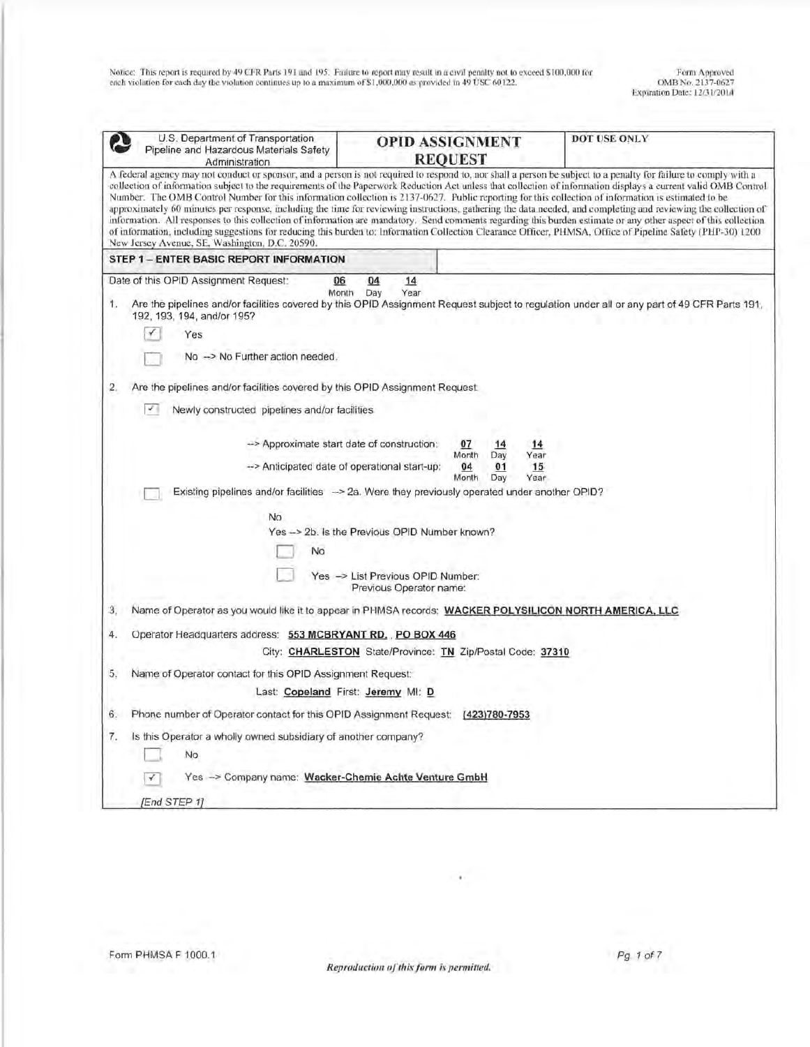Notice: This report is required by 49 CFR Parts 191 and 195. Failure to report may result in a civil penalty not to exceed $100,000 for each violation for each day the violation continues up to a maximum of $1,000,000 as provided in 49 USC 60122.

Form Approved
OMB No. 2137-0627
Expiration Date: 12/31/2014

| U.S. Department of Transportation Pipeline and Hazardous Materials Safety Administration | **OPID ASSIGNMENT REQUEST** | **DOT USE ONLY** |
|---|---|---|

A federal agency may not conduct or sponsor, and a person is not required to respond to, nor shall a person be subject to a penalty for failure to comply with a collection of information subject to the requirements of the Paperwork Reduction Act unless that collection of information displays a current valid OMB Control Number. The OMB Control Number for this information collection is 2137-0627. Public reporting for this collection of information is estimated to be approximately 60 minutes per response, including the time for reviewing instructions, gathering the data needed, and completing and reviewing the collection of information. All responses to this collection of information are mandatory. Send comments regarding this burden estimate or any other aspect of this collection of information, including suggestions for reducing this burden to: Information Collection Clearance Officer, PHMSA, Office of Pipeline Safety (PHP-30) 1200 New Jersey Avenue, SE, Washington, D.C. 20590.

**STEP 1 – ENTER BASIC REPORT INFORMATION**

Date of this OPID Assignment Request: 06 (Month) 04 (Day) 14 (Year)

1. Are the pipelines and/or facilities covered by this OPID Assignment Request subject to regulation under all or any part of 49 CFR Parts 191, 192, 193, 194, and/or 195?

   - [x] Yes
   - [ ] No --> No Further action needed.

2. Are the pipelines and/or facilities covered by this OPID Assignment Request

   - [x] Newly constructed pipelines and/or facilities
     - --> Approximate start date of construction: 07 (Month) 14 (Day) 14 (Year)
     - --> Anticipated date of operational start-up: 04 (Month) 01 (Day) 15 (Year)
   - [ ] Existing pipelines and/or facilities --> 2a. Were they previously operated under another OPID?
     - No
     - Yes --> 2b. Is the Previous OPID Number known?
       - [ ] No
       - [ ] Yes --> List Previous OPID Number:
         Previous Operator name:

3. Name of Operator as you would like it to appear in PHMSA records: **WACKER POLYSILICON NORTH AMERICA, LLC**

4. Operator Headquarters address: **553 MCBRYANT RD. , PO BOX 446**
   City: **CHARLESTON** State/Province: **TN** Zip/Postal Code: **37310**

5. Name of Operator contact for this OPID Assignment Request:
   Last: **Copeland** First: **Jeremy** MI: **D**

6. Phone number of Operator contact for this OPID Assignment Request: **(423)780-7953**

7. Is this Operator a wholly owned subsidiary of another company?

   - [ ] No
   - [x] Yes --> Company name: **Wacker-Chemie Achte Venture GmbH**

*[End STEP 1]*

Form PHMSA F 1000.1

*Reproduction of this form is permitted.*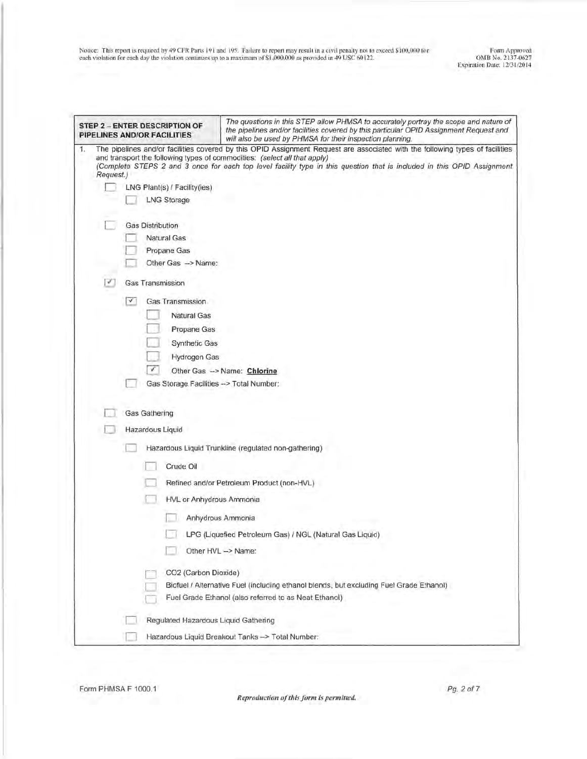Notice: This report is required by 49 CFR Parts 191 and 195. Failure to report may result in a civil penalty not to exceed $100,000 for each violation for each day the violation continues up to a maximum of $1,000,000 as provided in 49 USC 60122.

Form Approved
OMB No. 2137-0627
Expiration Date: 12/31/2014

| **STEP 2 – ENTER DESCRIPTION OF PIPELINES AND/OR FACILITIES** | *The questions in this STEP allow PHMSA to accurately portray the scope and nature of the pipelines and/or facilities covered by this particular OPID Assignment Request and will also be used by PHMSA for their inspection planning.* |
|---|---|

1. The pipelines and/or facilities covered by this OPID Assignment Request are associated with the following types of facilities and transport the following types of commodities: *(select all that apply)*
*(Complete STEPS 2 and 3 once for each top level facility type in this question that is included in this OPID Assignment Request.)*

- [ ] LNG Plant(s) / Facility(ies)
  - [ ] LNG Storage
- [ ] Gas Distribution
  - [ ] Natural Gas
  - [ ] Propane Gas
  - [ ] Other Gas --> Name:
- [x] Gas Transmission
  - [x] Gas Transmission
    - [ ] Natural Gas
    - [ ] Propane Gas
    - [ ] Synthetic Gas
    - [ ] Hydrogen Gas
    - [x] Other Gas --> Name: **Chlorine**
  - [ ] Gas Storage Facilities --> Total Number:
- [ ] Gas Gathering
- [ ] Hazardous Liquid
  - [ ] Hazardous Liquid Trunkline (regulated non-gathering)
    - [ ] Crude Oil
    - [ ] Refined and/or Petroleum Product (non-HVL)
    - [ ] HVL or Anhydrous Ammonia
      - [ ] Anhydrous Ammonia
      - [ ] LPG (Liquefied Petroleum Gas) / NGL (Natural Gas Liquid)
      - [ ] Other HVL --> Name:
    - [ ] CO2 (Carbon Dioxide)
    - [ ] Biofuel / Alternative Fuel (including ethanol blends, but excluding Fuel Grade Ethanol)
    - [ ] Fuel Grade Ethanol (also referred to as Neat Ethanol)
  - [ ] Regulated Hazardous Liquid Gathering
  - [ ] Hazardous Liquid Breakout Tanks --> Total Number:

Form PHMSA F 1000.1

*Reproduction of this form is permitted.*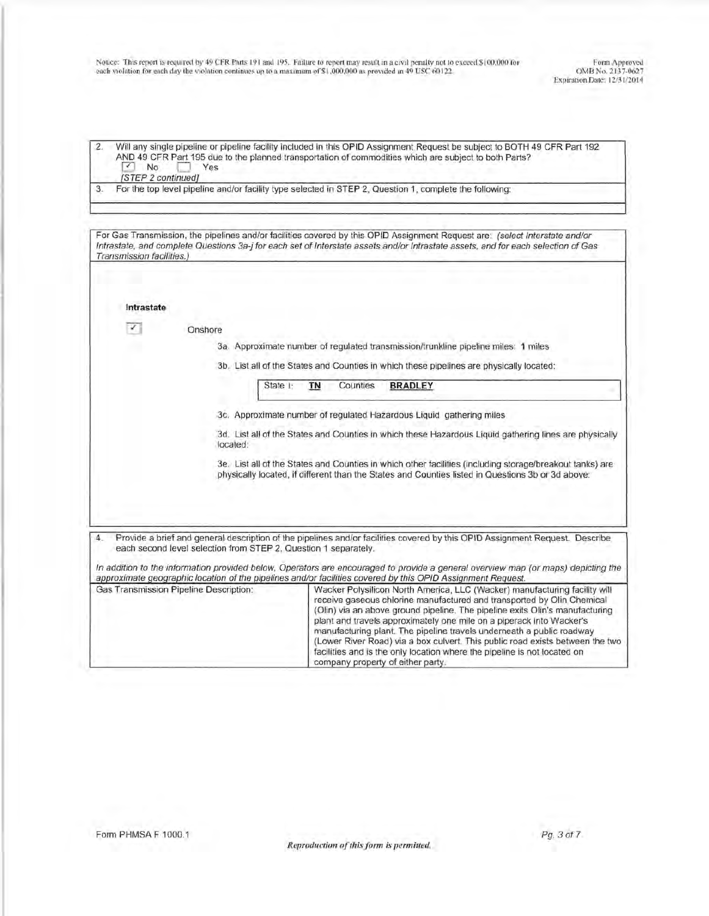Notice: This report is required by 49 CFR Parts 191 and 195. Failure to report may result in a civil penalty not to exceed $100,000 for each violation for each day the violation continues up to a maximum of $1,000,000 as provided in 49 USC 60122.

Form Approved
OMB No. 2137-0627
Expiration Date: 12/31/2014

2. Will any single pipeline or pipeline facility included in this OPID Assignment Request be subject to BOTH 49 CFR Part 192 AND 49 CFR Part 195 due to the planned transportation of commodities which are subject to both Parts?

☑ No ☐ Yes

*[STEP 2 continued]*

3. For the top level pipeline and/or facility type selected in STEP 2, Question 1, complete the following:

For Gas Transmission, the pipelines and/or facilities covered by this OPID Assignment Request are: *(select Interstate and/or Intrastate, and complete Questions 3a-j for each set of Interstate assets and/or Intrastate assets, and for each selection of Gas Transmission facilities.)*

**Intrastate**

☑ Onshore

3a. Approximate number of regulated transmission/trunkline pipeline miles: **1** miles

3b. List all of the States and Counties in which these pipelines are physically located:

| State 1: | **TN** | Counties | **BRADLEY** |
|---|---|---|---|

3c. Approximate number of regulated Hazardous Liquid gathering miles

3d. List all of the States and Counties in which these Hazardous Liquid gathering lines are physically located:

3e. List all of the States and Counties in which other facilities (including storage/breakout tanks) are physically located, if different than the States and Counties listed in Questions 3b or 3d above:

4. Provide a brief and general description of the pipelines and/or facilities covered by this OPID Assignment Request. Describe each second level selection from STEP 2, Question 1 separately.

*In addition to the information provided below, Operators are encouraged to provide a general overview map (or maps) depicting the approximate geographic location of the pipelines and/or facilities covered by this OPID Assignment Request.*

| Gas Transmission Pipeline Description: | Wacker Polysilicon North America, LLC (Wacker) manufacturing facility will receive gaseous chlorine manufactured and transported by Olin Chemical (Olin) via an above ground pipeline. The pipeline exits Olin's manufacturing plant and travels approximately one mile on a piperack into Wacker's manufacturing plant. The pipeline travels underneath a public roadway (Lower River Road) via a box culvert. This public road exists between the two facilities and is the only location where the pipeline is not located on company property of either party. |
|---|---|

Form PHMSA F 1000.1

*Reproduction of this form is permitted.*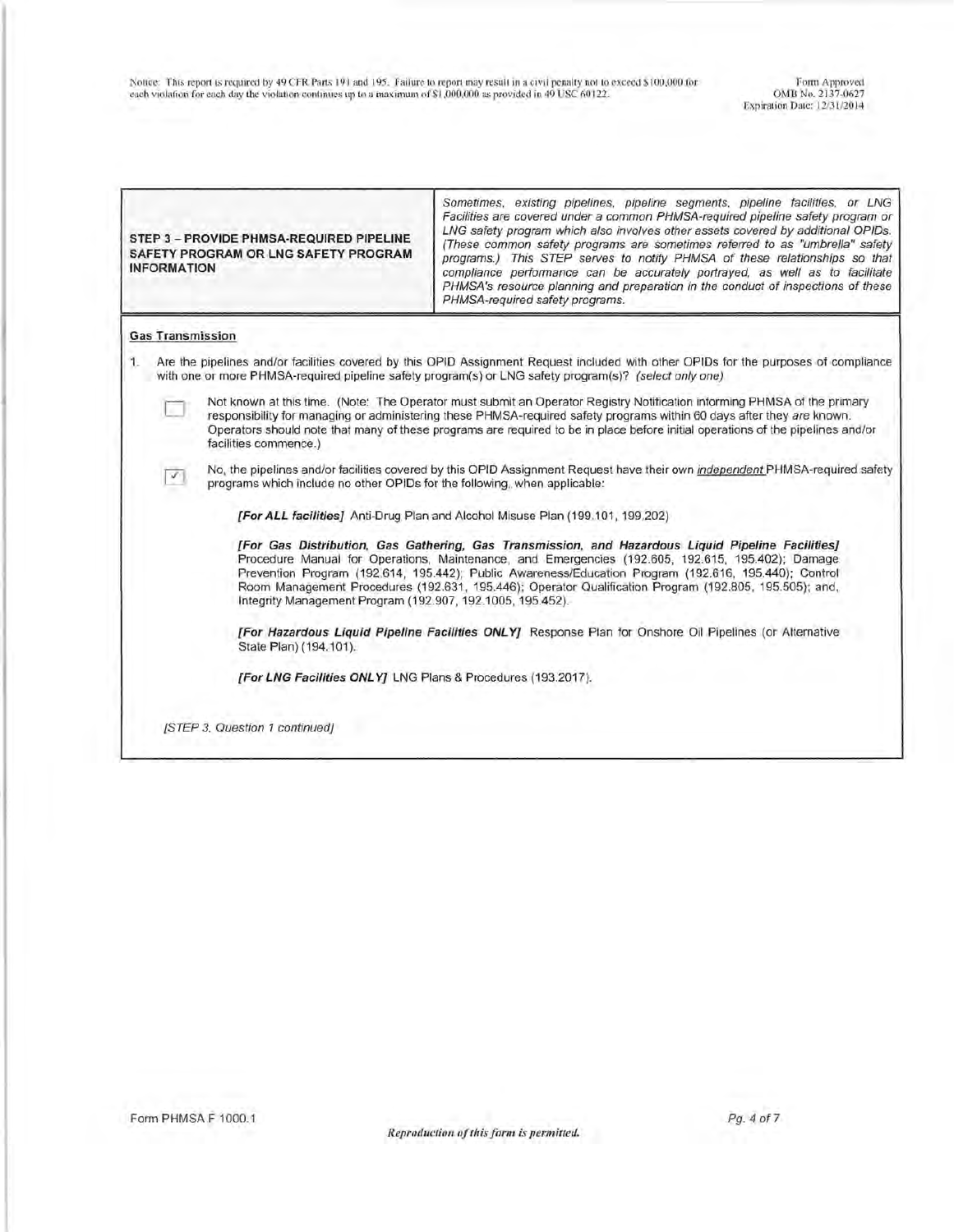Notice: This report is required by 49 CFR Parts 191 and 195. Failure to report may result in a civil penalty not to exceed $100,000 for each violation for each day the violation continues up to a maximum of $1,000,000 as provided in 49 USC 60122.

Form Approved
OMB No. 2137-0627
Expiration Date: 12/31/2014

| STEP 3 – PROVIDE PHMSA-REQUIRED PIPELINE SAFETY PROGRAM OR LNG SAFETY PROGRAM INFORMATION | *Sometimes, existing pipelines, pipeline segments, pipeline facilities, or LNG Facilities are covered under a common PHMSA-required pipeline safety program or LNG safety program which also involves other assets covered by additional OPIDs. (These common safety programs are sometimes referred to as "umbrella" safety programs.) This STEP serves to notify PHMSA of these relationships so that compliance performance can be accurately portrayed, as well as to facilitate PHMSA's resource planning and preparation in the conduct of inspections of these PHMSA-required safety programs.* |
|---|---|

**Gas Transmission**

1. Are the pipelines and/or facilities covered by this OPID Assignment Request included with other OPIDs for the purposes of compliance with one or more PHMSA-required pipeline safety program(s) or LNG safety program(s)? *(select only one)*

   ☐ Not known at this time. (Note: The Operator must submit an Operator Registry Notification informing PHMSA of the primary responsibility for managing or administering these PHMSA-required safety programs within 60 days after they *are* known. Operators should note that many of these programs are required to be in place before initial operations of the pipelines and/or facilities commence.)

   ☑ No, the pipelines and/or facilities covered by this OPID Assignment Request have their own <u>independent</u> PHMSA-required safety programs which include no other OPIDs for the following, when applicable:

   ***[For ALL facilities]*** Anti-Drug Plan and Alcohol Misuse Plan (199.101, 199.202)

   ***[For Gas Distribution, Gas Gathering, Gas Transmission, and Hazardous Liquid Pipeline Facilities]*** Procedure Manual for Operations, Maintenance, and Emergencies (192.605, 192.615, 195.402); Damage Prevention Program (192.614, 195.442); Public Awareness/Education Program (192.616, 195.440); Control Room Management Procedures (192.631, 195.446); Operator Qualification Program (192.805, 195.505); and, Integrity Management Program (192.907, 192.1005, 195.452).

   ***[For Hazardous Liquid Pipeline Facilities ONLY]*** Response Plan for Onshore Oil Pipelines (or Alternative State Plan) (194.101).

   ***[For LNG Facilities ONLY]*** LNG Plans & Procedures (193.2017).

*[STEP 3, Question 1 continued]*

Form PHMSA F 1000.1

*Reproduction of this form is permitted.*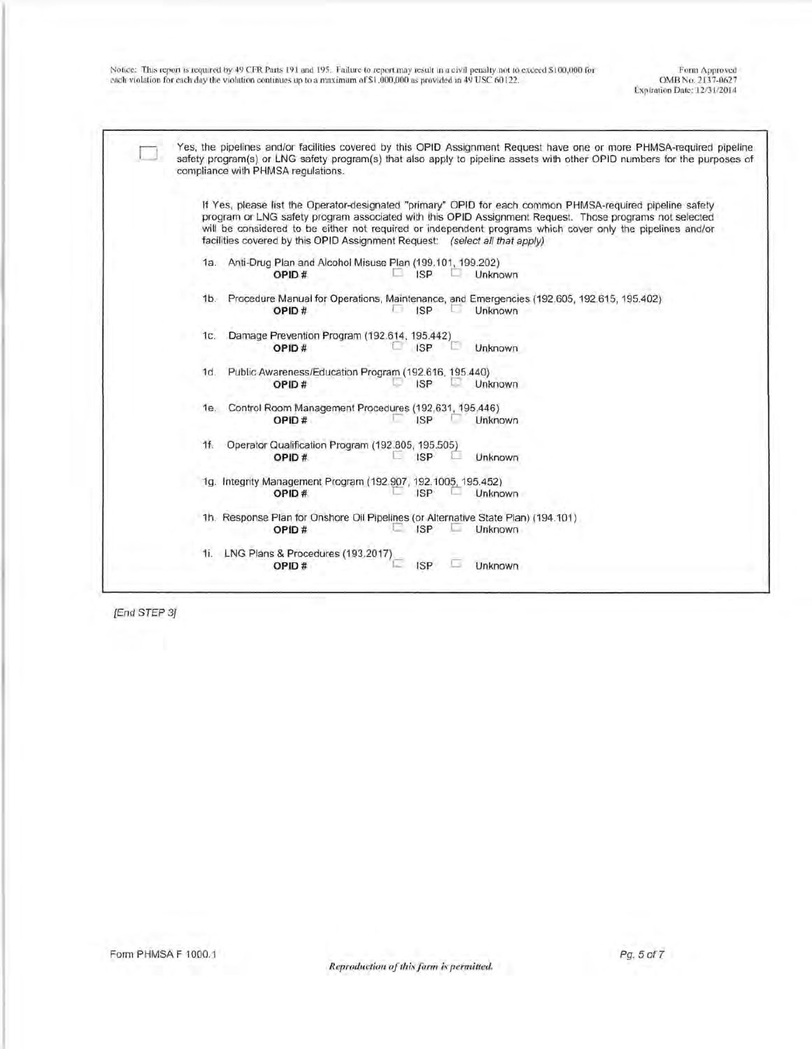☐ Yes, the pipelines and/or facilities covered by this OPID Assignment Request have one or more PHMSA-required pipeline safety program(s) or LNG safety program(s) that also apply to pipeline assets with other OPID numbers for the purposes of compliance with PHMSA regulations.

If Yes, please list the Operator-designated "primary" OPID for each common PHMSA-required pipeline safety program or LNG safety program associated with this OPID Assignment Request. Those programs not selected will be considered to be either not required or independent programs which cover only the pipelines and/or facilities covered by this OPID Assignment Request: *(select all that apply)*

1a. Anti-Drug Plan and Alcohol Misuse Plan (199.101, 199.202)
   **OPID #** ☐ ISP ☐ Unknown

1b. Procedure Manual for Operations, Maintenance, and Emergencies (192.605, 192.615, 195.402)
   **OPID #** ☐ ISP ☐ Unknown

1c. Damage Prevention Program (192.614, 195.442)
   **OPID #** ☐ ISP ☐ Unknown

1d. Public Awareness/Education Program (192.616, 195.440)
   **OPID #** ☐ ISP ☐ Unknown

1e. Control Room Management Procedures (192.631, 195.446)
   **OPID #** ☐ ISP ☐ Unknown

1f. Operator Qualification Program (192.805, 195.505)
   **OPID #** ☐ ISP ☐ Unknown

1g. Integrity Management Program (192.907, 192.1005, 195.452)
   **OPID #** ☐ ISP ☐ Unknown

1h. Response Plan for Onshore Oil Pipelines (or Alternative State Plan) (194.101)
   **OPID #** ☐ ISP ☐ Unknown

1i. LNG Plans & Procedures (193.2017)
   **OPID #** ☐ ISP ☐ Unknown

*[End STEP 3]*

Form PHMSA F 1000.1

*Reproduction of this form is permitted.*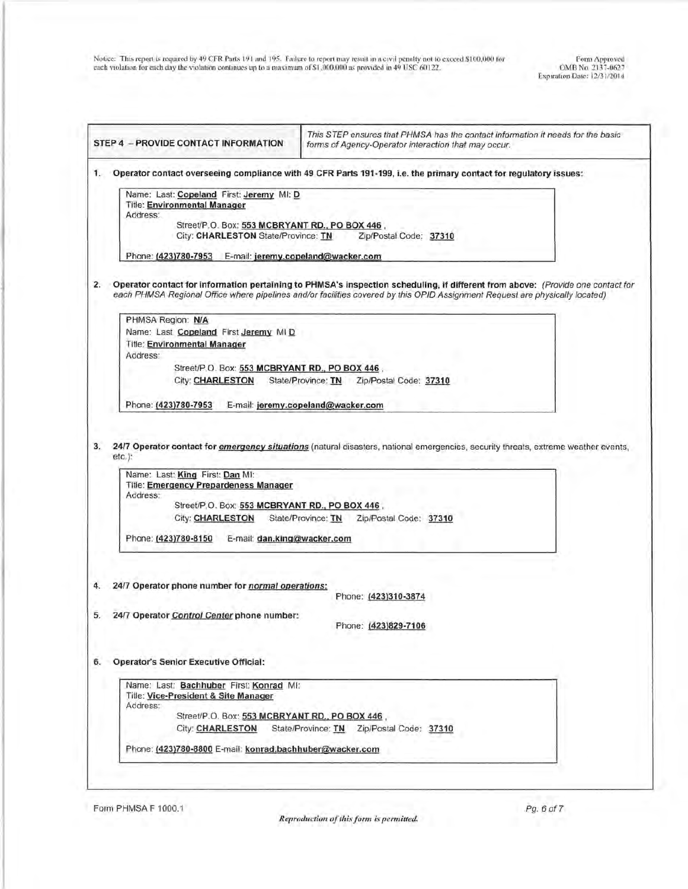Notice: This report is required by 49 CFR Parts 191 and 195. Failure to report may result in a civil penalty not to exceed $100,000 for each violation for each day the violation continues up to a maximum of $1,000,000 as provided in 49 USC 60122.

Form Approved
OMB No. 2137-0627
Expiration Date: 12/31/2014

| **STEP 4 – PROVIDE CONTACT INFORMATION** | *This STEP ensures that PHMSA has the contact information it needs for the basic forms of Agency-Operator interaction that may occur.* |
|---|---|

**1. Operator contact overseeing compliance with 49 CFR Parts 191-199, i.e. the primary contact for regulatory issues:**

Name: Last: **Copeland** First: **Jeremy** MI: **D**
Title: **Environmental Manager**
Address:
Street/P.O. Box: **553 MCBRYANT RD., PO BOX 446** ,
City: **CHARLESTON** State/Province: **TN** Zip/Postal Code: **37310**

Phone: **(423)780-7953** E-mail: **jeremy.copeland@wacker.com**

**2. Operator contact for information pertaining to PHMSA's inspection scheduling, if different from above:** *(Provide one contact for each PHMSA Regional Office where pipelines and/or facilities covered by this OPID Assignment Request are physically located)*

PHMSA Region: **N/A**
Name: Last **Copeland** First **Jeremy** MI **D**
Title: **Environmental Manager**
Address:
Street/P.O. Box: **553 MCBRYANT RD., PO BOX 446** ,
City: **CHARLESTON** State/Province: **TN** Zip/Postal Code: **37310**

Phone: **(423)780-7953** E-mail: **jeremy.copeland@wacker.com**

**3. 24/7 Operator contact for *emergency situations*** (natural disasters, national emergencies, security threats, extreme weather events, etc.):

Name: Last: **King** First: **Dan** MI:
Title: **Emergency Preparedness Manager**
Address:
Street/P.O. Box: **553 MCBRYANT RD., PO BOX 446** ,
City: **CHARLESTON** State/Province: **TN** Zip/Postal Code: **37310**

Phone: **(423)780-8150** E-mail: **dan.king@wacker.com**

**4. 24/7 Operator phone number for *normal operations*:**
Phone: **(423)310-3874**

**5. 24/7 Operator *Control Center* phone number:**
Phone: **(423)829-7106**

**6. Operator's Senior Executive Official:**

Name: Last: **Bachhuber** First: **Konrad** MI:
Title: **Vice-President & Site Manager**
Address:
Street/P.O. Box: **553 MCBRYANT RD., PO BOX 446** ,
City: **CHARLESTON** State/Province: **TN** Zip/Postal Code: **37310**

Phone: **(423)780-8800** E-mail: **konrad.bachhuber@wacker.com**

Form PHMSA F 1000.1

*Reproduction of this form is permitted.*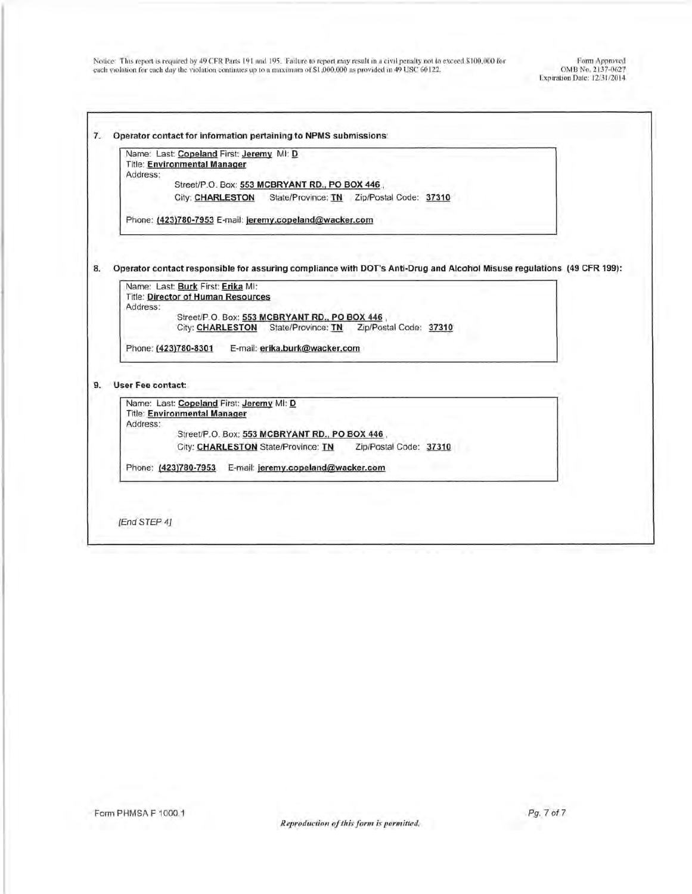7. **Operator contact for information pertaining to NPMS submissions:**

   Name: Last: **Copeland** First: **Jeremy** MI: **D**
   Title: **Environmental Manager**
   Address:
   Street/P.O. Box: **553 MCBRYANT RD., PO BOX 446** ,
   City: **CHARLESTON** State/Province: **TN** Zip/Postal Code: **37310**

   Phone: **(423)780-7953** E-mail: **jeremy.copeland@wacker.com**

8. **Operator contact responsible for assuring compliance with DOT's Anti-Drug and Alcohol Misuse regulations (49 CFR 199):**

   Name: Last: **Burk** First: **Erika** MI:
   Title: **Director of Human Resources**
   Address:
   Street/P.O. Box: **553 MCBRYANT RD., PO BOX 446** ,
   City: **CHARLESTON** State/Province: **TN** Zip/Postal Code: **37310**

   Phone: **(423)780-8301** E-mail: **erika.burk@wacker.com**

9. **User Fee contact:**

   Name: Last: **Copeland** First: **Jeremy** MI: **D**
   Title: **Environmental Manager**
   Address:
   Street/P.O. Box: **553 MCBRYANT RD., PO BOX 446** ,
   City: **CHARLESTON** State/Province: **TN** Zip/Postal Code: **37310**

   Phone: **(423)780-7953** E-mail: **jeremy.copeland@wacker.com**

*[End STEP 4]*

Form PHMSA F 1000.1

*Reproduction of this form is permitted.*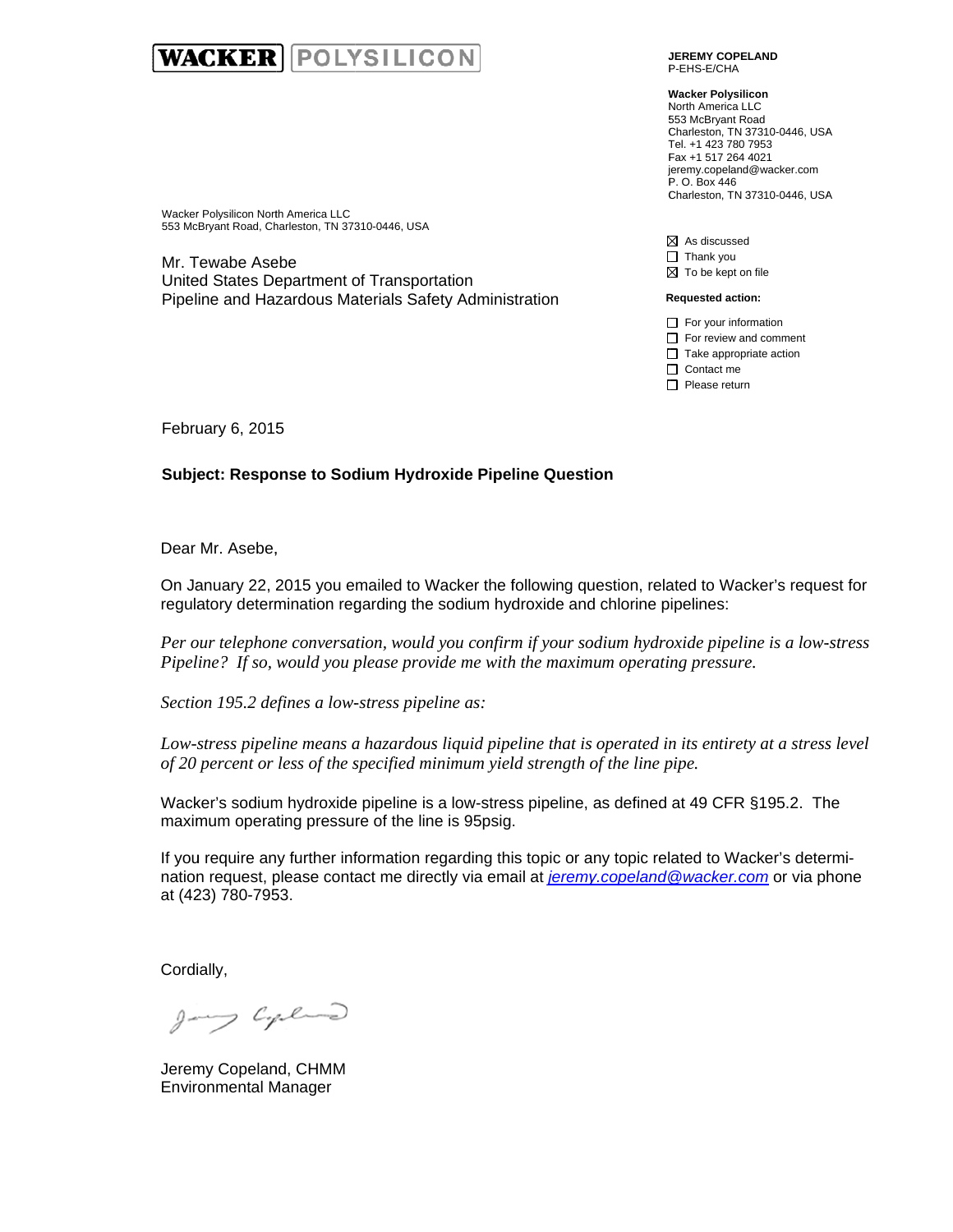WACKER POLYSILICON

**JEREMY COPELAND**
P-EHS-E/CHA

**Wacker Polysilicon**
North America LLC
553 McBryant Road
Charleston, TN 37310-0446, USA
Tel. +1 423 780 7953
Fax +1 517 264 4021
jeremy.copeland@wacker.com
P. O. Box 446
Charleston, TN 37310-0446, USA

Wacker Polysilicon North America LLC
553 McBryant Road, Charleston, TN 37310-0446, USA

Mr. Tewabe Asebe
United States Department of Transportation
Pipeline and Hazardous Materials Safety Administration

☒ As discussed
☐ Thank you
☒ To be kept on file

**Requested action:**

☐ For your information
☐ For review and comment
☐ Take appropriate action
☐ Contact me
☐ Please return

February 6, 2015

**Subject: Response to Sodium Hydroxide Pipeline Question**

Dear Mr. Asebe,

On January 22, 2015 you emailed to Wacker the following question, related to Wacker's request for regulatory determination regarding the sodium hydroxide and chlorine pipelines:

*Per our telephone conversation, would you confirm if your sodium hydroxide pipeline is a low-stress Pipeline? If so, would you please provide me with the maximum operating pressure.*

*Section 195.2 defines a low-stress pipeline as:*

*Low-stress pipeline means a hazardous liquid pipeline that is operated in its entirety at a stress level of 20 percent or less of the specified minimum yield strength of the line pipe.*

Wacker's sodium hydroxide pipeline is a low-stress pipeline, as defined at 49 CFR §195.2. The maximum operating pressure of the line is 95psig.

If you require any further information regarding this topic or any topic related to Wacker's determination request, please contact me directly via email at *jeremy.copeland@wacker.com* or via phone at (423) 780-7953.

Cordially,

Jeremy Copeland, CHMM
Environmental Manager